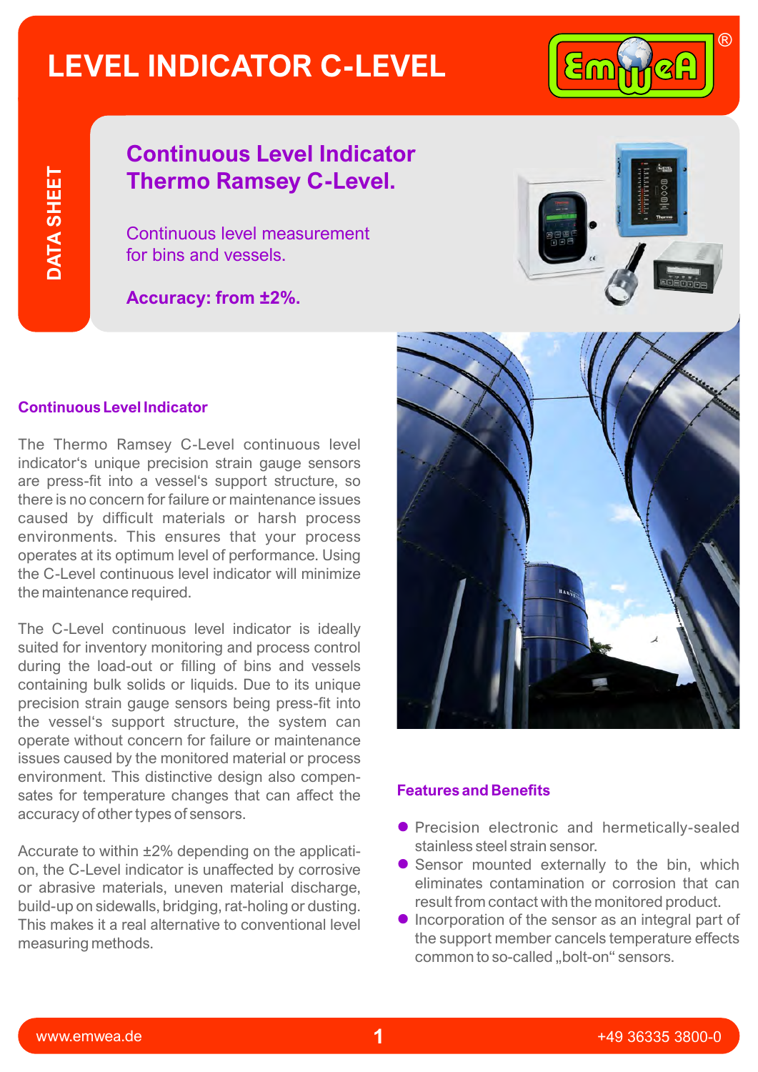# LEVEL INDICATOR C-LEVEL

DATA SHEET

## Continuous Level Indicator Thermo Ramsey C-Level.

Continuous level measurement for bins and vessels.

**Accuracy: from ±2%.**

### Continuous Level Indicator

The Thermo Ramsey C-Level continuous level indicator‘s unique precision strain gauge sensors are press-fit into a vessel‘s support structure, so there is no concern for failure or maintenance issues caused by difficult materials or harsh process environments. This ensures that your process operates at its optimum level of performance. Using the C-Level continuous level indicator will minimize the maintenance required.

The C-Level continuous level indicator is ideally suited for inventory monitoring and process control during the load-out or filling of bins and vessels containing bulk solids or liquids. Due to its unique precision strain gauge sensors being press-fit into the vessel‘s support structure, the system can operate without concern for failure or maintenance issues caused by the monitored material or process environment. This distinctive design also compensates for temperature changes that can affect the accuracy of other types of sensors.

Accurate to within ±2% depending on the application, the C-Level indicator is unaffected by corrosive or abrasive materials, uneven material discharge, build-up on sidewalls, bridging, rat-holing or dusting. This makes it a real alternative to conventional level measuring methods.

### Features and Benefits

- Precision electronic and hermetically-sealed stainless steel strain sensor.
- Sensor mounted externally to the bin, which eliminates contamination or corrosion that can result from contact with the monitored product.
- Incorporation of the sensor as an integral part of the support member cancels temperature effects common to so-called „bolt-on“ sensors.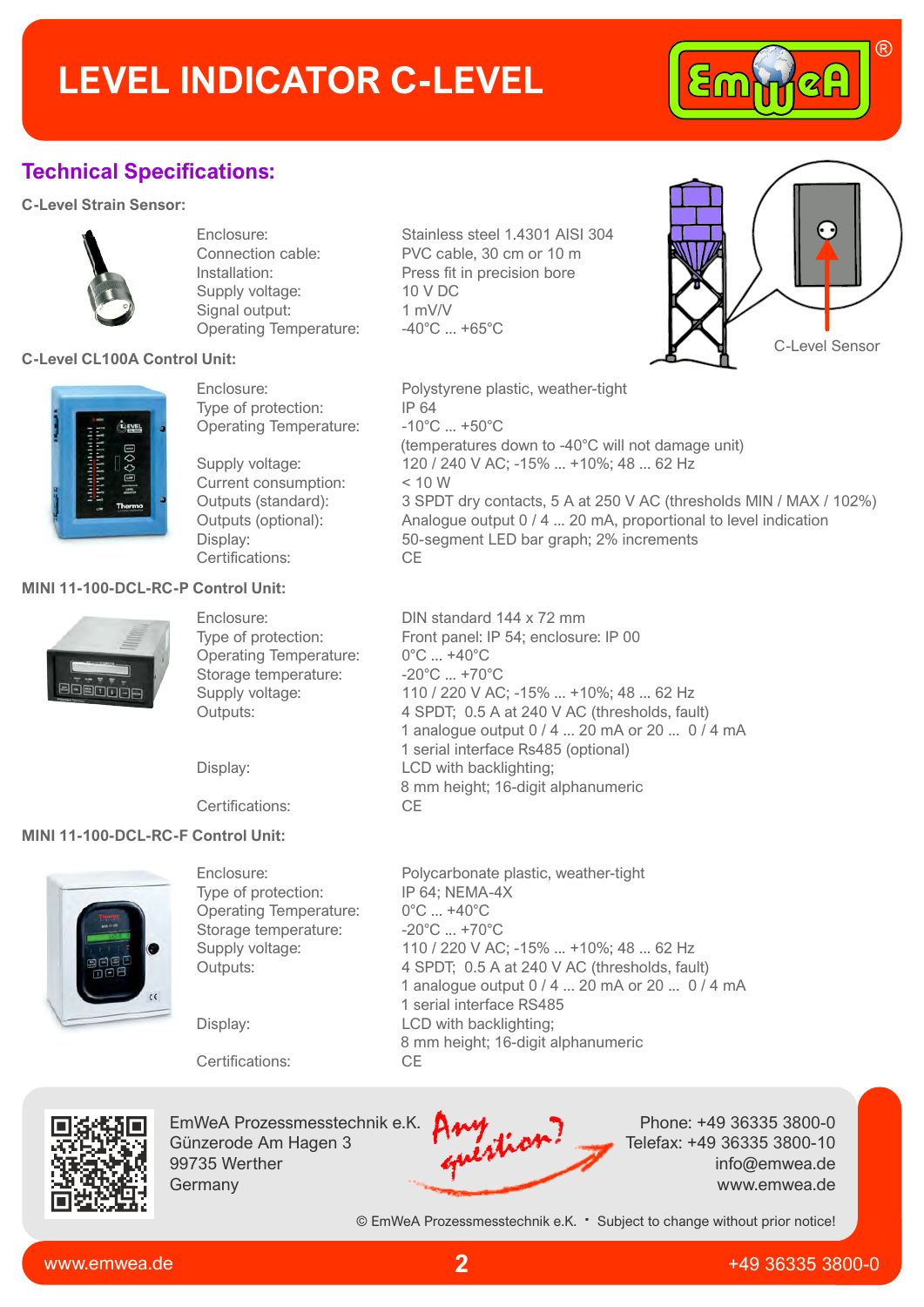# LEVEL INDICATOR C-LEVEL

## Technical Specifications:

### C-Level Strain Sensor:

| | |
|---|---|
| Enclosure: | Stainless steel 1.4301 AISI 304 |
| Connection cable: | PVC cable, 30 cm or 10 m |
| Installation: | Press fit in precision bore |
| Supply voltage: | 10 V DC |
| Signal output: | 1 mV/V |
| Operating Temperature: | -40°C ... +65°C |

C-Level Sensor

### C-Level CL100A Control Unit:

| | |
|---|---|
| Enclosure: | Polystyrene plastic, weather-tight |
| Type of protection: | IP 64 |
| Operating Temperature: | -10°C ... +50°C (temperatures down to -40°C will not damage unit) |
| Supply voltage: | 120 / 240 V AC; -15% ... +10%; 48 ... 62 Hz |
| Current consumption: | < 10 W |
| Outputs (standard): | 3 SPDT dry contacts, 5 A at 250 V AC (thresholds MIN / MAX / 102%) |
| Outputs (optional): | Analogue output 0 / 4 ... 20 mA, proportional to level indication |
| Display: | 50-segment LED bar graph; 2% increments |
| Certifications: | CE |

### MINI 11-100-DCL-RC-P Control Unit:

| | |
|---|---|
| Enclosure: | DIN standard 144 x 72 mm |
| Type of protection: | Front panel: IP 54; enclosure: IP 00 |
| Operating Temperature: | 0°C ... +40°C |
| Storage temperature: | -20°C ... +70°C |
| Supply voltage: | 110 / 220 V AC; -15% ... +10%; 48 ... 62 Hz |
| Outputs: | 4 SPDT; 0.5 A at 240 V AC (thresholds, fault)<br>1 analogue output 0 / 4 ... 20 mA or 20 ... 0 / 4 mA<br>1 serial interface Rs485 (optional) |
| Display: | LCD with backlighting;<br>8 mm height; 16-digit alphanumeric |
| Certifications: | CE |

### MINI 11-100-DCL-RC-F Control Unit:

| | |
|---|---|
| Enclosure: | Polycarbonate plastic, weather-tight |
| Type of protection: | IP 64; NEMA-4X |
| Operating Temperature: | 0°C ... +40°C |
| Storage temperature: | -20°C ... +70°C |
| Supply voltage: | 110 / 220 V AC; -15% ... +10%; 48 ... 62 Hz |
| Outputs: | 4 SPDT; 0.5 A at 240 V AC (thresholds, fault)<br>1 analogue output 0 / 4 ... 20 mA or 20 ... 0 / 4 mA<br>1 serial interface RS485 |
| Display: | LCD with backlighting;<br>8 mm height; 16-digit alphanumeric |
| Certifications: | CE |

EmWeA Prozessmesstechnik e.K.
Günzerode Am Hagen 3
99735 Werther
Germany

Any question?

Phone: +49 36335 3800-0
Telefax: +49 36335 3800-10
info@emwea.de
www.emwea.de

© EmWeA Prozessmesstechnik e.K. • Subject to change without prior notice!